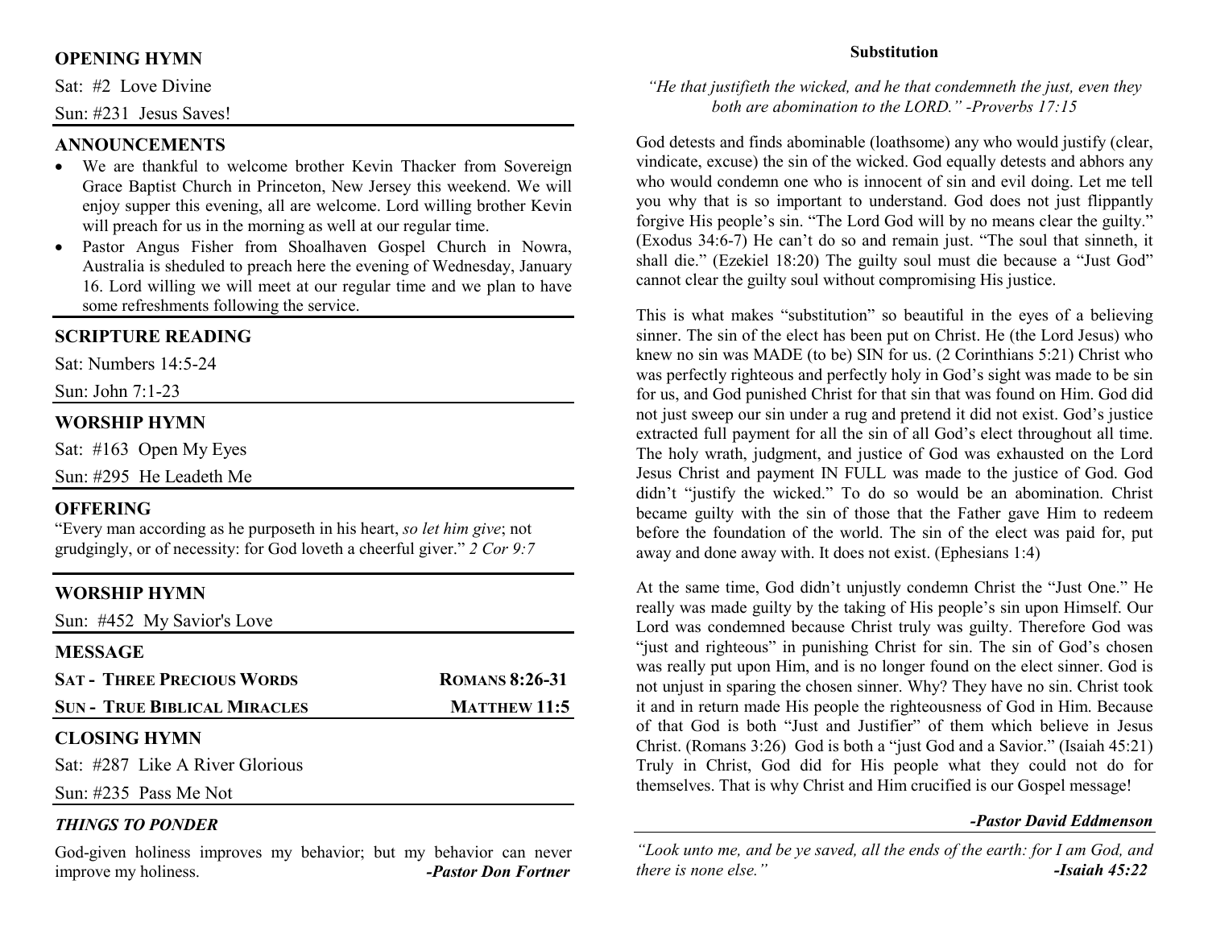## OPENING HYMN

Sat: #2 Love Divine

Sun: #231 Jesus Saves!

## ANNOUNCEMENTS

- We are thankful to welcome brother Kevin Thacker from Sovereign Grace Baptist Church in Princeton, New Jersey this weekend. We will enjoy supper this evening, all are welcome. Lord willing brother Kevin will preach for us in the morning as well at our regular time.
- Pastor Angus Fisher from Shoalhaven Gospel Church in Nowra, Australia is sheduled to preach here the evening of Wednesday, January 16. Lord willing we will meet at our regular time and we plan to have some refreshments following the service.

## SCRIPTURE READING

Sat: Numbers 14:5-24

Sun: John 7:1-23

## WORSHIP HYMN

Sat: #163 Open My Eyes

Sun: #295 He Leadeth Me

## OFFERING

"Every man according as he purposeth in his heart, *so let him give*; not grudgingly, or of necessity: for God loveth a cheerful giver." *2 Cor 9:7*

## WORSHIP HYMN

Sun: #452 My Savior's Love

## MESSAGE

**SAT - THREE PRECIOUS WORDS** — **ROMANS 8:26-31**

**SUN - TRUE BIBLICAL MIRACLES** — **MATTHEW 11:5**

## CLOSING HYMN

Sat: #287 Like A River Glorious

Sun: #235 Pass Me Not

### *THINGS TO PONDER*

God-given holiness improves my behavior; but my behavior can never improve my holiness. ***-Pastor Don Fortner***

## Substitution

*"He that justifieth the wicked, and he that condemneth the just, even they both are abomination to the LORD." -Proverbs 17:15*

God detests and finds abominable (loathsome) any who would justify (clear, vindicate, excuse) the sin of the wicked. God equally detests and abhors any who would condemn one who is innocent of sin and evil doing. Let me tell you why that is so important to understand. God does not just flippantly forgive His people's sin. "The Lord God will by no means clear the guilty." (Exodus 34:6-7) He can't do so and remain just. "The soul that sinneth, it shall die." (Ezekiel 18:20) The guilty soul must die because a "Just God" cannot clear the guilty soul without compromising His justice.

This is what makes "substitution" so beautiful in the eyes of a believing sinner. The sin of the elect has been put on Christ. He (the Lord Jesus) who knew no sin was MADE (to be) SIN for us. (2 Corinthians 5:21) Christ who was perfectly righteous and perfectly holy in God's sight was made to be sin for us, and God punished Christ for that sin that was found on Him. God did not just sweep our sin under a rug and pretend it did not exist. God's justice extracted full payment for all the sin of all God's elect throughout all time. The holy wrath, judgment, and justice of God was exhausted on the Lord Jesus Christ and payment IN FULL was made to the justice of God. God didn't "justify the wicked." To do so would be an abomination. Christ became guilty with the sin of those that the Father gave Him to redeem before the foundation of the world. The sin of the elect was paid for, put away and done away with. It does not exist. (Ephesians 1:4)

At the same time, God didn't unjustly condemn Christ the "Just One." He really was made guilty by the taking of His people's sin upon Himself. Our Lord was condemned because Christ truly was guilty. Therefore God was "just and righteous" in punishing Christ for sin. The sin of God's chosen was really put upon Him, and is no longer found on the elect sinner. God is not unjust in sparing the chosen sinner. Why? They have no sin. Christ took it and in return made His people the righteousness of God in Him. Because of that God is both "Just and Justifier" of them which believe in Jesus Christ. (Romans 3:26) God is both a "just God and a Savior." (Isaiah 45:21) Truly in Christ, God did for His people what they could not do for themselves. That is why Christ and Him crucified is our Gospel message!

***-Pastor David Eddmenson***

*"Look unto me, and be ye saved, all the ends of the earth: for I am God, and there is none else."* ***-Isaiah 45:22***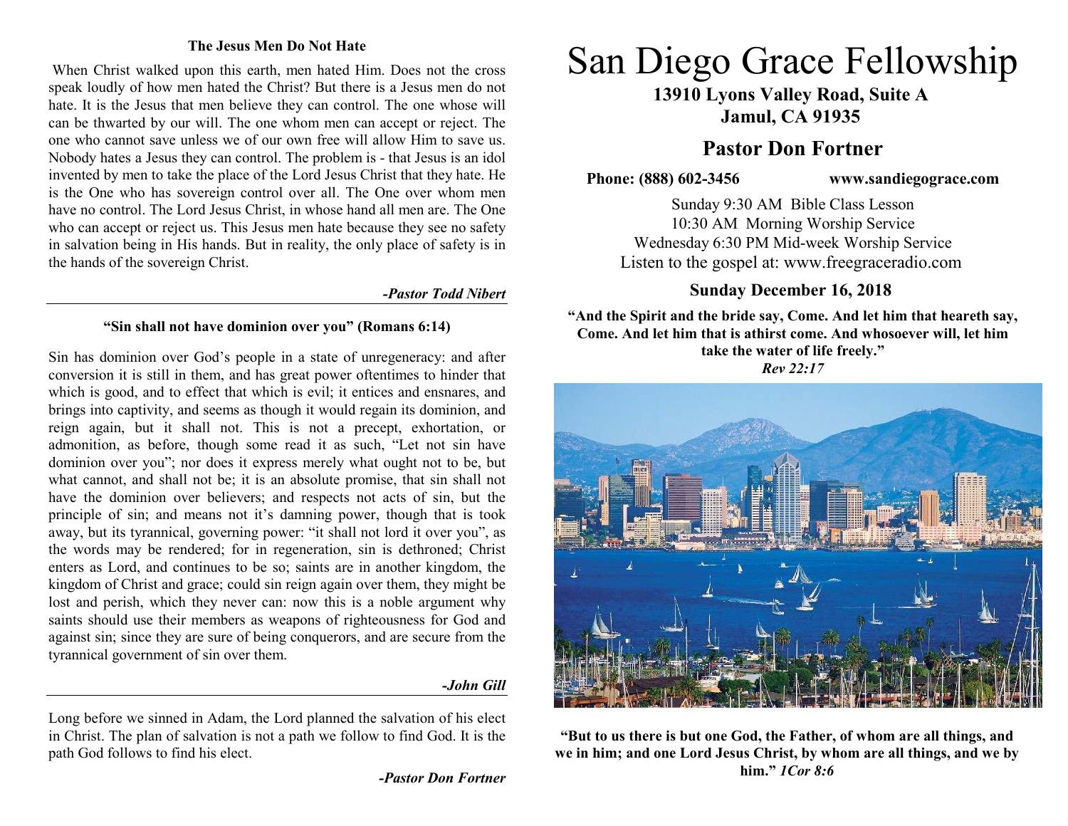### The Jesus Men Do Not Hate

When Christ walked upon this earth, men hated Him. Does not the cross speak loudly of how men hated the Christ? But there is a Jesus men do not hate. It is the Jesus that men believe they can control. The one whose will can be thwarted by our will. The one whom men can accept or reject. The one who cannot save unless we of our own free will allow Him to save us. Nobody hates a Jesus they can control. The problem is - that Jesus is an idol invented by men to take the place of the Lord Jesus Christ that they hate. He is the One who has sovereign control over all. The One over whom men have no control. The Lord Jesus Christ, in whose hand all men are. The One who can accept or reject us. This Jesus men hate because they see no safety in salvation being in His hands. But in reality, the only place of safety is in the hands of the sovereign Christ.

***-Pastor Todd Nibert***

---

### "Sin shall not have dominion over you" (Romans 6:14)

Sin has dominion over God's people in a state of unregeneracy: and after conversion it is still in them, and has great power oftentimes to hinder that which is good, and to effect that which is evil; it entices and ensnares, and brings into captivity, and seems as though it would regain its dominion, and reign again, but it shall not. This is not a precept, exhortation, or admonition, as before, though some read it as such, "Let not sin have dominion over you"; nor does it express merely what ought not to be, but what cannot, and shall not be; it is an absolute promise, that sin shall not have the dominion over believers; and respects not acts of sin, but the principle of sin; and means not it's damning power, though that is took away, but its tyrannical, governing power: "it shall not lord it over you", as the words may be rendered; for in regeneration, sin is dethroned; Christ enters as Lord, and continues to be so; saints are in another kingdom, the kingdom of Christ and grace; could sin reign again over them, they might be lost and perish, which they never can: now this is a noble argument why saints should use their members as weapons of righteousness for God and against sin; since they are sure of being conquerors, and are secure from the tyrannical government of sin over them.

***-John Gill***

---

Long before we sinned in Adam, the Lord planned the salvation of his elect in Christ. The plan of salvation is not a path we follow to find God. It is the path God follows to find his elect.

***-Pastor Don Fortner***

# San Diego Grace Fellowship

**13910 Lyons Valley Road, Suite A**
**Jamul, CA 91935**

## Pastor Don Fortner

**Phone: (888) 602-3456** **www.sandiegograce.com**

Sunday 9:30 AM Bible Class Lesson
10:30 AM Morning Worship Service
Wednesday 6:30 PM Mid-week Worship Service
Listen to the gospel at: www.freegraceradio.com

### Sunday December 16, 2018

**"And the Spirit and the bride say, Come. And let him that heareth say, Come. And let him that is athirst come. And whosoever will, let him take the water of life freely."**
***Rev 22:17***

**"But to us there is but one God, the Father, of whom are all things, and we in him; and one Lord Jesus Christ, by whom are all things, and we by him."** ***1Cor 8:6***